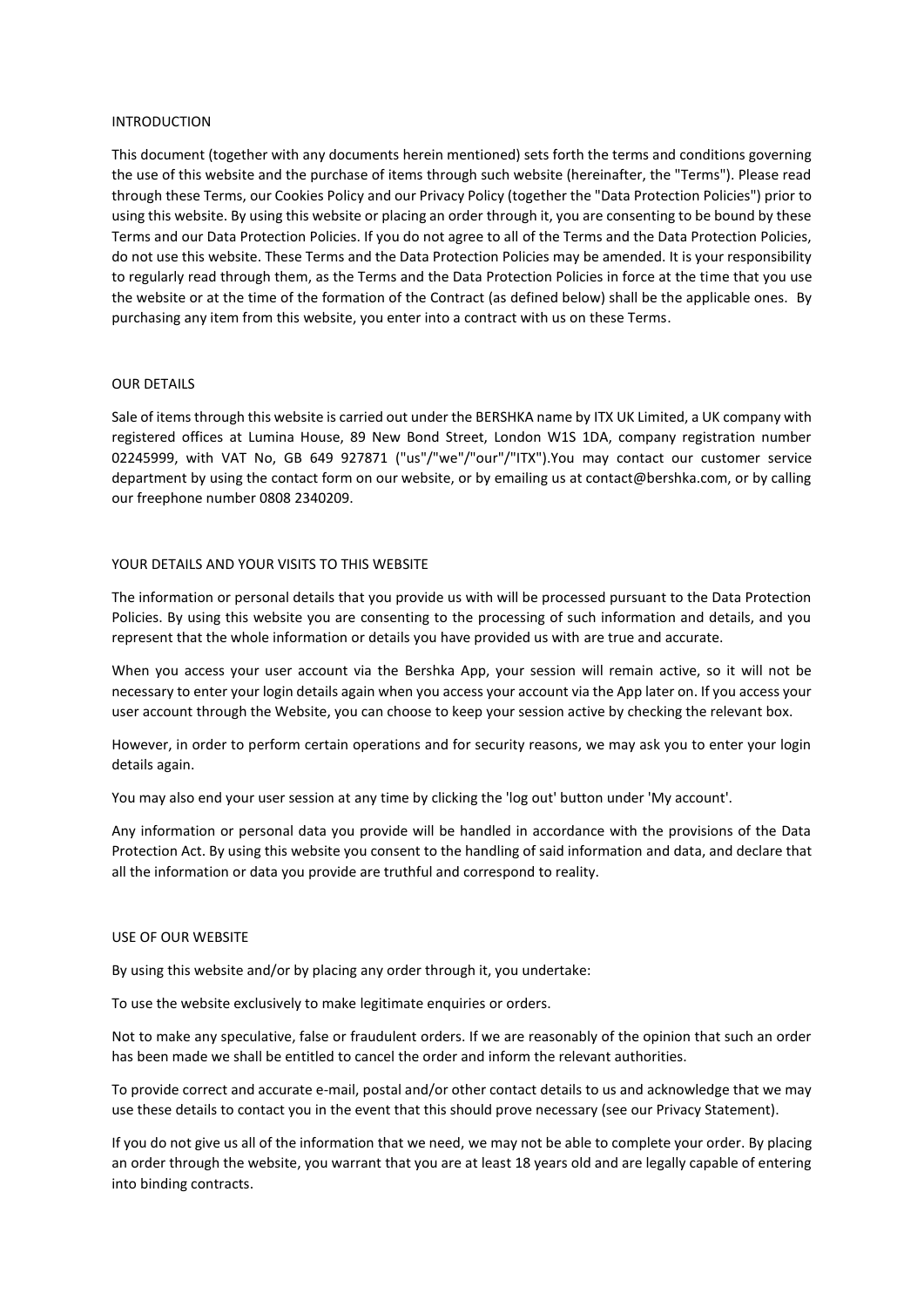## INTRODUCTION

This document (together with any documents herein mentioned) sets forth the terms and conditions governing the use of this website and the purchase of items through such website (hereinafter, the "Terms"). Please read through these Terms, our Cookies Policy and our Privacy Policy (together the "Data Protection Policies") prior to using this website. By using this website or placing an order through it, you are consenting to be bound by these Terms and our Data Protection Policies. If you do not agree to all of the Terms and the Data Protection Policies, do not use this website. These Terms and the Data Protection Policies may be amended. It is your responsibility to regularly read through them, as the Terms and the Data Protection Policies in force at the time that you use the website or at the time of the formation of the Contract (as defined below) shall be the applicable ones. By purchasing any item from this website, you enter into a contract with us on these Terms.

## OUR DETAILS

Sale of items through this website is carried out under the BERSHKA name by ITX UK Limited, a UK company with registered offices at Lumina House, 89 New Bond Street, London W1S 1DA, company registration number 02245999, with VAT No, GB 649 927871 ("us"/"we"/"our"/"ITX").You may contact our customer service department by using the contact form on our website, or by emailing us at contact@bershka.com, or by calling our freephone number 0808 2340209.

## YOUR DETAILS AND YOUR VISITS TO THIS WEBSITE

The information or personal details that you provide us with will be processed pursuant to the Data Protection Policies. By using this website you are consenting to the processing of such information and details, and you represent that the whole information or details you have provided us with are true and accurate.

When you access your user account via the Bershka App, your session will remain active, so it will not be necessary to enter your login details again when you access your account via the App later on. If you access your user account through the Website, you can choose to keep your session active by checking the relevant box.

However, in order to perform certain operations and for security reasons, we may ask you to enter your login details again.

You may also end your user session at any time by clicking the 'log out' button under 'My account'.

Any information or personal data you provide will be handled in accordance with the provisions of the Data Protection Act. By using this website you consent to the handling of said information and data, and declare that all the information or data you provide are truthful and correspond to reality.

## USE OF OUR WEBSITE

By using this website and/or by placing any order through it, you undertake:

To use the website exclusively to make legitimate enquiries or orders.

Not to make any speculative, false or fraudulent orders. If we are reasonably of the opinion that such an order has been made we shall be entitled to cancel the order and inform the relevant authorities.

To provide correct and accurate e-mail, postal and/or other contact details to us and acknowledge that we may use these details to contact you in the event that this should prove necessary (see our Privacy Statement).

If you do not give us all of the information that we need, we may not be able to complete your order. By placing an order through the website, you warrant that you are at least 18 years old and are legally capable of entering into binding contracts.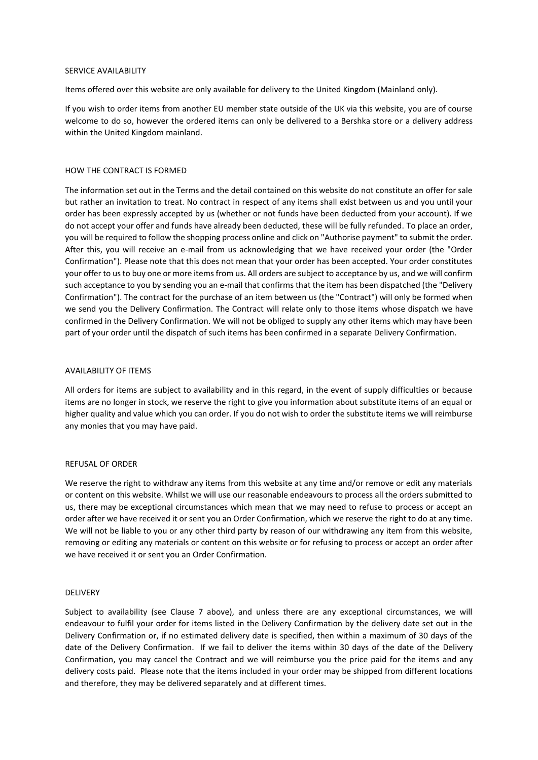## SERVICE AVAILABILITY

Items offered over this website are only available for delivery to the United Kingdom (Mainland only).

If you wish to order items from another EU member state outside of the UK via this website, you are of course welcome to do so, however the ordered items can only be delivered to a Bershka store or a delivery address within the United Kingdom mainland.

## HOW THE CONTRACT IS FORMED

The information set out in the Terms and the detail contained on this website do not constitute an offer for sale but rather an invitation to treat. No contract in respect of any items shall exist between us and you until your order has been expressly accepted by us (whether or not funds have been deducted from your account). If we do not accept your offer and funds have already been deducted, these will be fully refunded. To place an order, you will be required to follow the shopping process online and click on "Authorise payment" to submit the order. After this, you will receive an e-mail from us acknowledging that we have received your order (the "Order Confirmation"). Please note that this does not mean that your order has been accepted. Your order constitutes your offer to us to buy one or more items from us. All orders are subject to acceptance by us, and we will confirm such acceptance to you by sending you an e-mail that confirms that the item has been dispatched (the "Delivery Confirmation"). The contract for the purchase of an item between us (the "Contract") will only be formed when we send you the Delivery Confirmation. The Contract will relate only to those items whose dispatch we have confirmed in the Delivery Confirmation. We will not be obliged to supply any other items which may have been part of your order until the dispatch of such items has been confirmed in a separate Delivery Confirmation.

## AVAILABILITY OF ITEMS

All orders for items are subject to availability and in this regard, in the event of supply difficulties or because items are no longer in stock, we reserve the right to give you information about substitute items of an equal or higher quality and value which you can order. If you do not wish to order the substitute items we will reimburse any monies that you may have paid.

## REFUSAL OF ORDER

We reserve the right to withdraw any items from this website at any time and/or remove or edit any materials or content on this website. Whilst we will use our reasonable endeavours to process all the orders submitted to us, there may be exceptional circumstances which mean that we may need to refuse to process or accept an order after we have received it or sent you an Order Confirmation, which we reserve the right to do at any time. We will not be liable to you or any other third party by reason of our withdrawing any item from this website, removing or editing any materials or content on this website or for refusing to process or accept an order after we have received it or sent you an Order Confirmation.

## DELIVERY

Subject to availability (see Clause 7 above), and unless there are any exceptional circumstances, we will endeavour to fulfil your order for items listed in the Delivery Confirmation by the delivery date set out in the Delivery Confirmation or, if no estimated delivery date is specified, then within a maximum of 30 days of the date of the Delivery Confirmation. If we fail to deliver the items within 30 days of the date of the Delivery Confirmation, you may cancel the Contract and we will reimburse you the price paid for the items and any delivery costs paid. Please note that the items included in your order may be shipped from different locations and therefore, they may be delivered separately and at different times.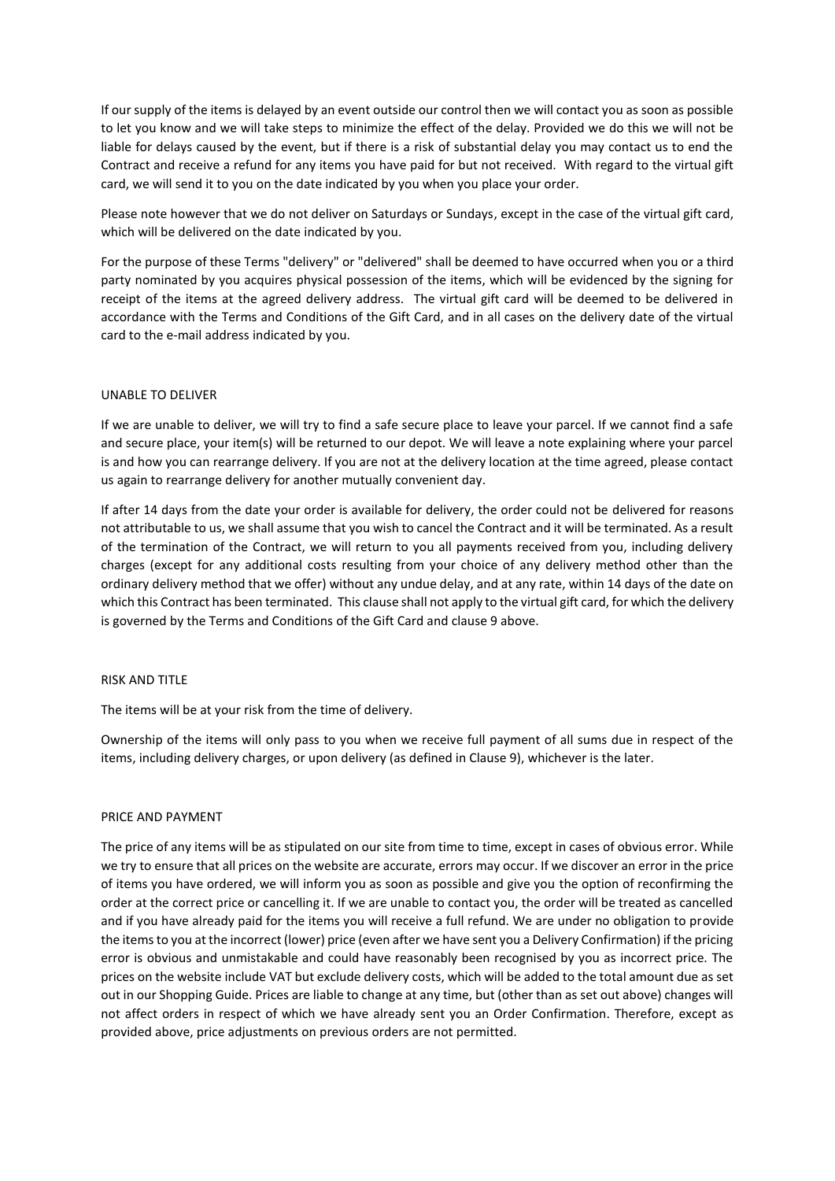If our supply of the items is delayed by an event outside our control then we will contact you as soon as possible to let you know and we will take steps to minimize the effect of the delay. Provided we do this we will not be liable for delays caused by the event, but if there is a risk of substantial delay you may contact us to end the Contract and receive a refund for any items you have paid for but not received. With regard to the virtual gift card, we will send it to you on the date indicated by you when you place your order.

Please note however that we do not deliver on Saturdays or Sundays, except in the case of the virtual gift card, which will be delivered on the date indicated by you.

For the purpose of these Terms "delivery" or "delivered" shall be deemed to have occurred when you or a third party nominated by you acquires physical possession of the items, which will be evidenced by the signing for receipt of the items at the agreed delivery address. The virtual gift card will be deemed to be delivered in accordance with the Terms and Conditions of the Gift Card, and in all cases on the delivery date of the virtual card to the e-mail address indicated by you.

## UNABLE TO DELIVER

If we are unable to deliver, we will try to find a safe secure place to leave your parcel. If we cannot find a safe and secure place, your item(s) will be returned to our depot. We will leave a note explaining where your parcel is and how you can rearrange delivery. If you are not at the delivery location at the time agreed, please contact us again to rearrange delivery for another mutually convenient day.

If after 14 days from the date your order is available for delivery, the order could not be delivered for reasons not attributable to us, we shall assume that you wish to cancel the Contract and it will be terminated. As a result of the termination of the Contract, we will return to you all payments received from you, including delivery charges (except for any additional costs resulting from your choice of any delivery method other than the ordinary delivery method that we offer) without any undue delay, and at any rate, within 14 days of the date on which this Contract has been terminated. This clause shall not apply to the virtual gift card, for which the delivery is governed by the Terms and Conditions of the Gift Card and clause 9 above.

## RISK AND TITLE

The items will be at your risk from the time of delivery.

Ownership of the items will only pass to you when we receive full payment of all sums due in respect of the items, including delivery charges, or upon delivery (as defined in Clause 9), whichever is the later.

## PRICE AND PAYMENT

The price of any items will be as stipulated on our site from time to time, except in cases of obvious error. While we try to ensure that all prices on the website are accurate, errors may occur. If we discover an error in the price of items you have ordered, we will inform you as soon as possible and give you the option of reconfirming the order at the correct price or cancelling it. If we are unable to contact you, the order will be treated as cancelled and if you have already paid for the items you will receive a full refund. We are under no obligation to provide the items to you at the incorrect (lower) price (even after we have sent you a Delivery Confirmation) if the pricing error is obvious and unmistakable and could have reasonably been recognised by you as incorrect price. The prices on the website include VAT but exclude delivery costs, which will be added to the total amount due as set out in our Shopping Guide. Prices are liable to change at any time, but (other than as set out above) changes will not affect orders in respect of which we have already sent you an Order Confirmation. Therefore, except as provided above, price adjustments on previous orders are not permitted.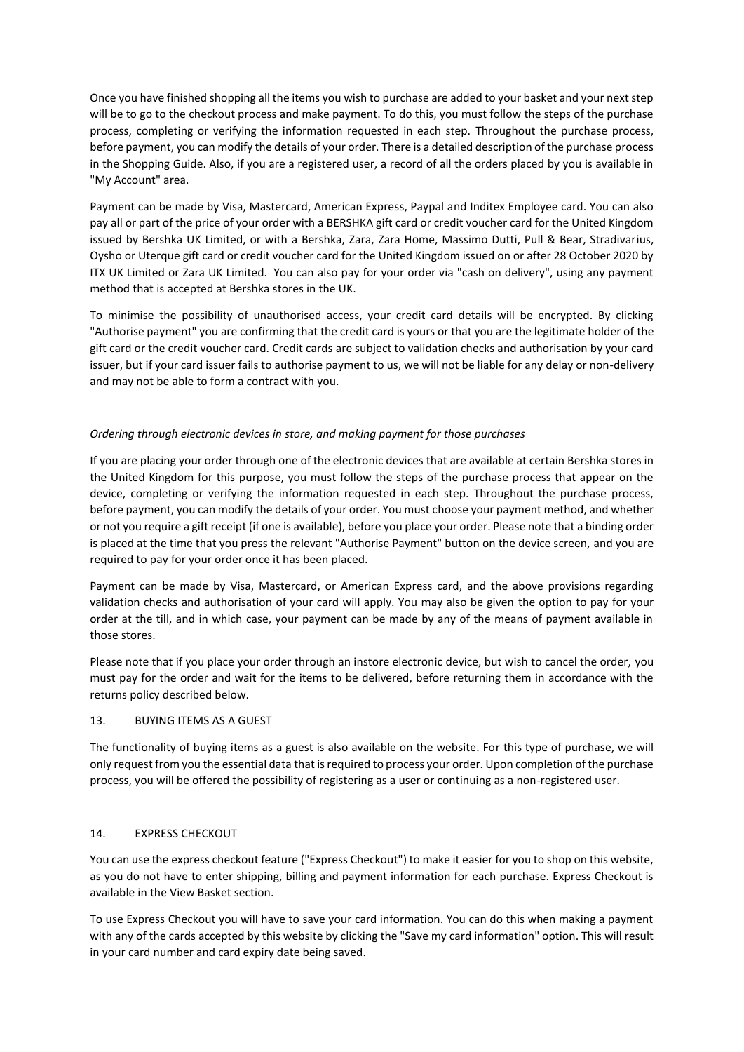Once you have finished shopping all the items you wish to purchase are added to your basket and your next step will be to go to the checkout process and make payment. To do this, you must follow the steps of the purchase process, completing or verifying the information requested in each step. Throughout the purchase process, before payment, you can modify the details of your order. There is a detailed description of the purchase process in the Shopping Guide. Also, if you are a registered user, a record of all the orders placed by you is available in "My Account" area.

Payment can be made by Visa, Mastercard, American Express, Paypal and Inditex Employee card. You can also pay all or part of the price of your order with a BERSHKA gift card or credit voucher card for the United Kingdom issued by Bershka UK Limited, or with a Bershka, Zara, Zara Home, Massimo Dutti, Pull & Bear, Stradivarius, Oysho or Uterque gift card or credit voucher card for the United Kingdom issued on or after 28 October 2020 by ITX UK Limited or Zara UK Limited. You can also pay for your order via "cash on delivery", using any payment method that is accepted at Bershka stores in the UK.

To minimise the possibility of unauthorised access, your credit card details will be encrypted. By clicking "Authorise payment" you are confirming that the credit card is yours or that you are the legitimate holder of the gift card or the credit voucher card. Credit cards are subject to validation checks and authorisation by your card issuer, but if your card issuer fails to authorise payment to us, we will not be liable for any delay or non-delivery and may not be able to form a contract with you.

*Ordering through electronic devices in store, and making payment for those purchases*

If you are placing your order through one of the electronic devices that are available at certain Bershka stores in the United Kingdom for this purpose, you must follow the steps of the purchase process that appear on the device, completing or verifying the information requested in each step. Throughout the purchase process, before payment, you can modify the details of your order. You must choose your payment method, and whether or not you require a gift receipt (if one is available), before you place your order. Please note that a binding order is placed at the time that you press the relevant "Authorise Payment" button on the device screen, and you are required to pay for your order once it has been placed.

Payment can be made by Visa, Mastercard, or American Express card, and the above provisions regarding validation checks and authorisation of your card will apply. You may also be given the option to pay for your order at the till, and in which case, your payment can be made by any of the means of payment available in those stores.

Please note that if you place your order through an instore electronic device, but wish to cancel the order, you must pay for the order and wait for the items to be delivered, before returning them in accordance with the returns policy described below.

## 13. BUYING ITEMS AS A GUEST

The functionality of buying items as a guest is also available on the website. For this type of purchase, we will only request from you the essential data that is required to process your order. Upon completion of the purchase process, you will be offered the possibility of registering as a user or continuing as a non-registered user.

## 14. EXPRESS CHECKOUT

You can use the express checkout feature ("Express Checkout") to make it easier for you to shop on this website, as you do not have to enter shipping, billing and payment information for each purchase. Express Checkout is available in the View Basket section.

To use Express Checkout you will have to save your card information. You can do this when making a payment with any of the cards accepted by this website by clicking the "Save my card information" option. This will result in your card number and card expiry date being saved.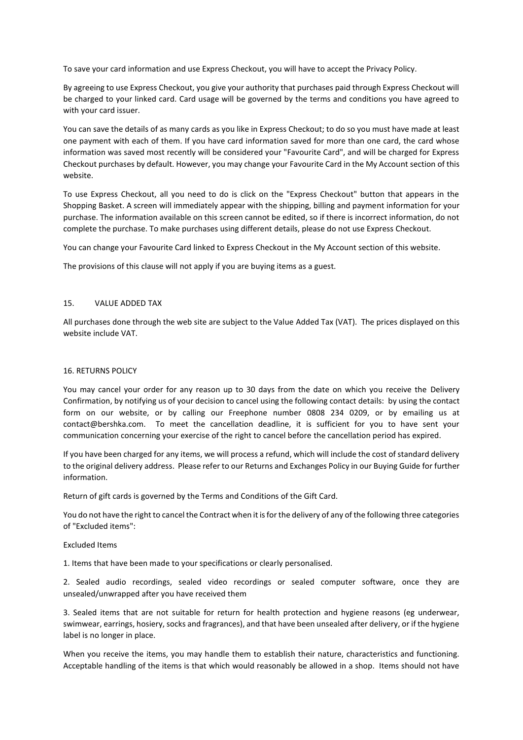To save your card information and use Express Checkout, you will have to accept the Privacy Policy.

By agreeing to use Express Checkout, you give your authority that purchases paid through Express Checkout will be charged to your linked card. Card usage will be governed by the terms and conditions you have agreed to with your card issuer.

You can save the details of as many cards as you like in Express Checkout; to do so you must have made at least one payment with each of them. If you have card information saved for more than one card, the card whose information was saved most recently will be considered your "Favourite Card", and will be charged for Express Checkout purchases by default. However, you may change your Favourite Card in the My Account section of this website.

To use Express Checkout, all you need to do is click on the "Express Checkout" button that appears in the Shopping Basket. A screen will immediately appear with the shipping, billing and payment information for your purchase. The information available on this screen cannot be edited, so if there is incorrect information, do not complete the purchase. To make purchases using different details, please do not use Express Checkout.

You can change your Favourite Card linked to Express Checkout in the My Account section of this website.

The provisions of this clause will not apply if you are buying items as a guest.

## 15. VALUE ADDED TAX

All purchases done through the web site are subject to the Value Added Tax (VAT). The prices displayed on this website include VAT.

## 16. RETURNS POLICY

You may cancel your order for any reason up to 30 days from the date on which you receive the Delivery Confirmation, by notifying us of your decision to cancel using the following contact details: by using the contact form on our website, or by calling our Freephone number 0808 234 0209, or by emailing us at contact@bershka.com. To meet the cancellation deadline, it is sufficient for you to have sent your communication concerning your exercise of the right to cancel before the cancellation period has expired.

If you have been charged for any items, we will process a refund, which will include the cost of standard delivery to the original delivery address. Please refer to our Returns and Exchanges Policy in our Buying Guide for further information.

Return of gift cards is governed by the Terms and Conditions of the Gift Card.

You do not have the right to cancel the Contract when it is for the delivery of any of the following three categories of "Excluded items":

Excluded Items

1. Items that have been made to your specifications or clearly personalised.

2. Sealed audio recordings, sealed video recordings or sealed computer software, once they are unsealed/unwrapped after you have received them

3. Sealed items that are not suitable for return for health protection and hygiene reasons (eg underwear, swimwear, earrings, hosiery, socks and fragrances), and that have been unsealed after delivery, or if the hygiene label is no longer in place.

When you receive the items, you may handle them to establish their nature, characteristics and functioning. Acceptable handling of the items is that which would reasonably be allowed in a shop. Items should not have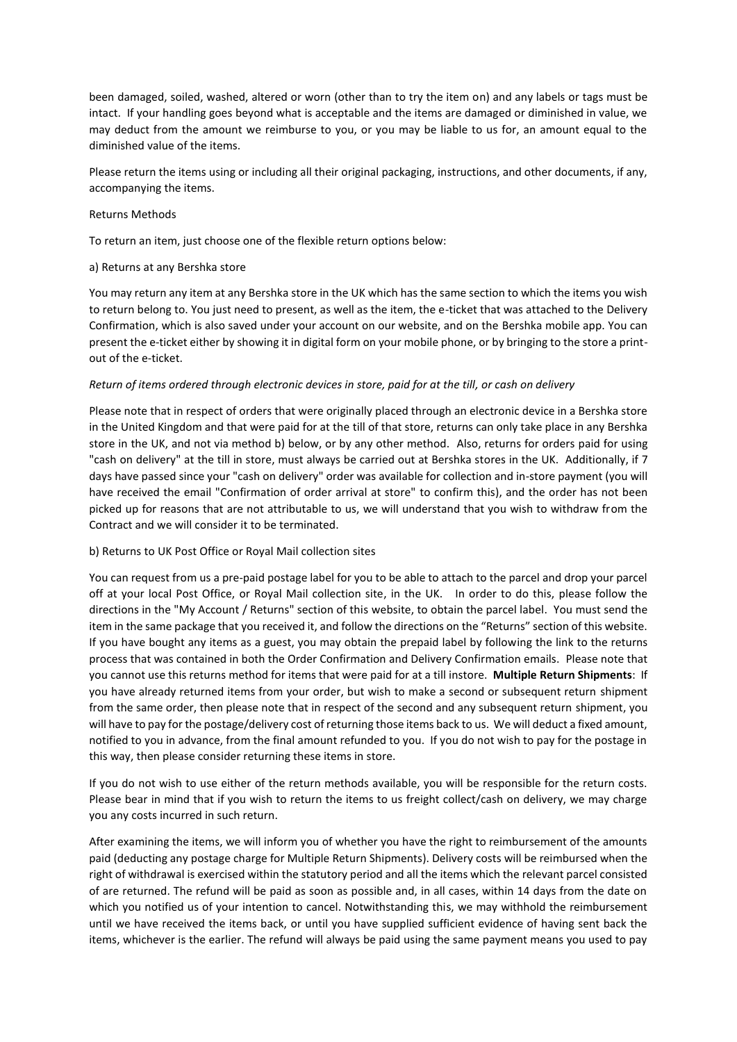been damaged, soiled, washed, altered or worn (other than to try the item on) and any labels or tags must be intact. If your handling goes beyond what is acceptable and the items are damaged or diminished in value, we may deduct from the amount we reimburse to you, or you may be liable to us for, an amount equal to the diminished value of the items.

Please return the items using or including all their original packaging, instructions, and other documents, if any, accompanying the items.

Returns Methods

To return an item, just choose one of the flexible return options below:

a) Returns at any Bershka store

You may return any item at any Bershka store in the UK which has the same section to which the items you wish to return belong to. You just need to present, as well as the item, the e-ticket that was attached to the Delivery Confirmation, which is also saved under your account on our website, and on the Bershka mobile app. You can present the e-ticket either by showing it in digital form on your mobile phone, or by bringing to the store a print-out of the e-ticket.

*Return of items ordered through electronic devices in store, paid for at the till, or cash on delivery*

Please note that in respect of orders that were originally placed through an electronic device in a Bershka store in the United Kingdom and that were paid for at the till of that store, returns can only take place in any Bershka store in the UK, and not via method b) below, or by any other method. Also, returns for orders paid for using "cash on delivery" at the till in store, must always be carried out at Bershka stores in the UK. Additionally, if 7 days have passed since your "cash on delivery" order was available for collection and in-store payment (you will have received the email "Confirmation of order arrival at store" to confirm this), and the order has not been picked up for reasons that are not attributable to us, we will understand that you wish to withdraw from the Contract and we will consider it to be terminated.

b) Returns to UK Post Office or Royal Mail collection sites

You can request from us a pre-paid postage label for you to be able to attach to the parcel and drop your parcel off at your local Post Office, or Royal Mail collection site, in the UK. In order to do this, please follow the directions in the "My Account / Returns" section of this website, to obtain the parcel label. You must send the item in the same package that you received it, and follow the directions on the "Returns" section of this website. If you have bought any items as a guest, you may obtain the prepaid label by following the link to the returns process that was contained in both the Order Confirmation and Delivery Confirmation emails. Please note that you cannot use this returns method for items that were paid for at a till instore. **Multiple Return Shipments**: If you have already returned items from your order, but wish to make a second or subsequent return shipment from the same order, then please note that in respect of the second and any subsequent return shipment, you will have to pay for the postage/delivery cost of returning those items back to us. We will deduct a fixed amount, notified to you in advance, from the final amount refunded to you. If you do not wish to pay for the postage in this way, then please consider returning these items in store.

If you do not wish to use either of the return methods available, you will be responsible for the return costs. Please bear in mind that if you wish to return the items to us freight collect/cash on delivery, we may charge you any costs incurred in such return.

After examining the items, we will inform you of whether you have the right to reimbursement of the amounts paid (deducting any postage charge for Multiple Return Shipments). Delivery costs will be reimbursed when the right of withdrawal is exercised within the statutory period and all the items which the relevant parcel consisted of are returned. The refund will be paid as soon as possible and, in all cases, within 14 days from the date on which you notified us of your intention to cancel. Notwithstanding this, we may withhold the reimbursement until we have received the items back, or until you have supplied sufficient evidence of having sent back the items, whichever is the earlier. The refund will always be paid using the same payment means you used to pay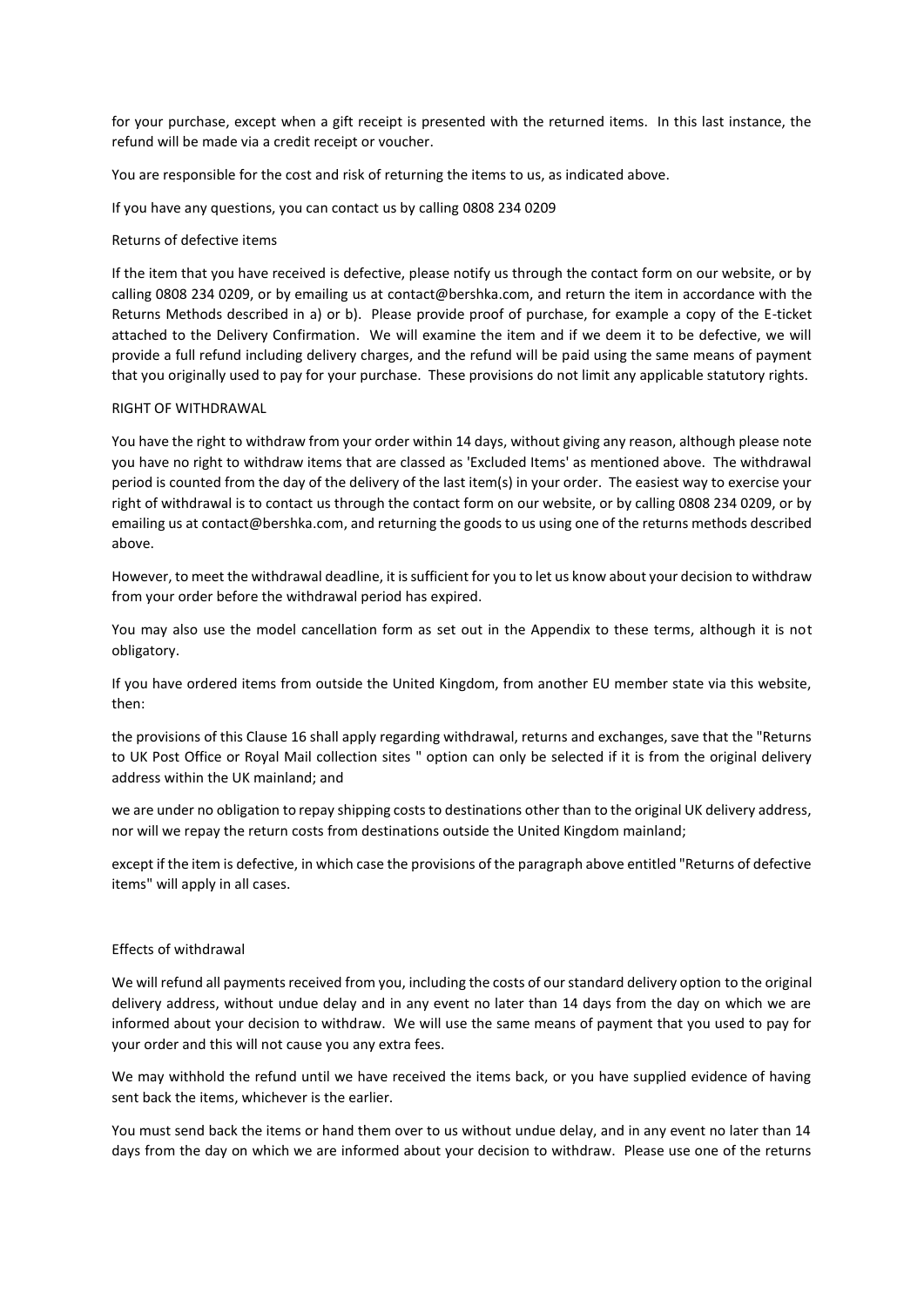for your purchase, except when a gift receipt is presented with the returned items. In this last instance, the refund will be made via a credit receipt or voucher.

You are responsible for the cost and risk of returning the items to us, as indicated above.

If you have any questions, you can contact us by calling 0808 234 0209

Returns of defective items

If the item that you have received is defective, please notify us through the contact form on our website, or by calling 0808 234 0209, or by emailing us at contact@bershka.com, and return the item in accordance with the Returns Methods described in a) or b). Please provide proof of purchase, for example a copy of the E-ticket attached to the Delivery Confirmation. We will examine the item and if we deem it to be defective, we will provide a full refund including delivery charges, and the refund will be paid using the same means of payment that you originally used to pay for your purchase. These provisions do not limit any applicable statutory rights.

RIGHT OF WITHDRAWAL

You have the right to withdraw from your order within 14 days, without giving any reason, although please note you have no right to withdraw items that are classed as 'Excluded Items' as mentioned above. The withdrawal period is counted from the day of the delivery of the last item(s) in your order. The easiest way to exercise your right of withdrawal is to contact us through the contact form on our website, or by calling 0808 234 0209, or by emailing us at contact@bershka.com, and returning the goods to us using one of the returns methods described above.

However, to meet the withdrawal deadline, it is sufficient for you to let us know about your decision to withdraw from your order before the withdrawal period has expired.

You may also use the model cancellation form as set out in the Appendix to these terms, although it is not obligatory.

If you have ordered items from outside the United Kingdom, from another EU member state via this website, then:

the provisions of this Clause 16 shall apply regarding withdrawal, returns and exchanges, save that the "Returns to UK Post Office or Royal Mail collection sites " option can only be selected if it is from the original delivery address within the UK mainland; and

we are under no obligation to repay shipping costs to destinations other than to the original UK delivery address, nor will we repay the return costs from destinations outside the United Kingdom mainland;

except if the item is defective, in which case the provisions of the paragraph above entitled "Returns of defective items" will apply in all cases.

Effects of withdrawal

We will refund all payments received from you, including the costs of our standard delivery option to the original delivery address, without undue delay and in any event no later than 14 days from the day on which we are informed about your decision to withdraw. We will use the same means of payment that you used to pay for your order and this will not cause you any extra fees.

We may withhold the refund until we have received the items back, or you have supplied evidence of having sent back the items, whichever is the earlier.

You must send back the items or hand them over to us without undue delay, and in any event no later than 14 days from the day on which we are informed about your decision to withdraw. Please use one of the returns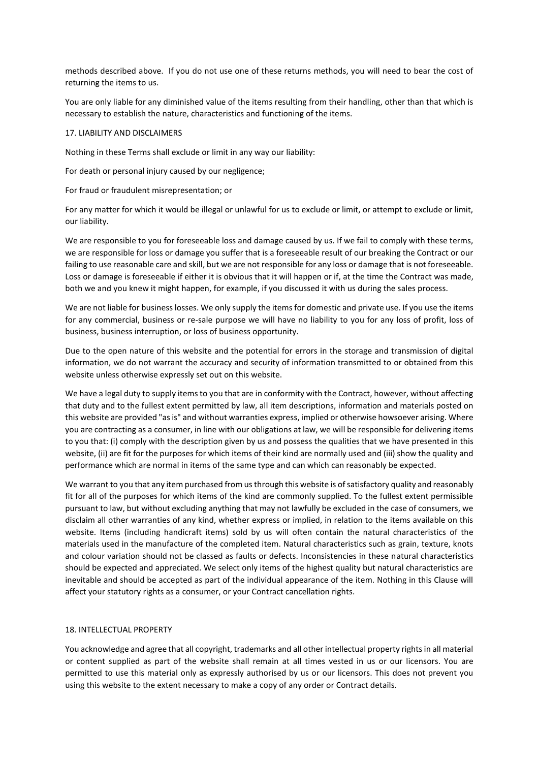methods described above. If you do not use one of these returns methods, you will need to bear the cost of returning the items to us.

You are only liable for any diminished value of the items resulting from their handling, other than that which is necessary to establish the nature, characteristics and functioning of the items.

## 17. LIABILITY AND DISCLAIMERS

Nothing in these Terms shall exclude or limit in any way our liability:

For death or personal injury caused by our negligence;

For fraud or fraudulent misrepresentation; or

For any matter for which it would be illegal or unlawful for us to exclude or limit, or attempt to exclude or limit, our liability.

We are responsible to you for foreseeable loss and damage caused by us. If we fail to comply with these terms, we are responsible for loss or damage you suffer that is a foreseeable result of our breaking the Contract or our failing to use reasonable care and skill, but we are not responsible for any loss or damage that is not foreseeable. Loss or damage is foreseeable if either it is obvious that it will happen or if, at the time the Contract was made, both we and you knew it might happen, for example, if you discussed it with us during the sales process.

We are not liable for business losses. We only supply the items for domestic and private use. If you use the items for any commercial, business or re-sale purpose we will have no liability to you for any loss of profit, loss of business, business interruption, or loss of business opportunity.

Due to the open nature of this website and the potential for errors in the storage and transmission of digital information, we do not warrant the accuracy and security of information transmitted to or obtained from this website unless otherwise expressly set out on this website.

We have a legal duty to supply items to you that are in conformity with the Contract, however, without affecting that duty and to the fullest extent permitted by law, all item descriptions, information and materials posted on this website are provided "as is" and without warranties express, implied or otherwise howsoever arising. Where you are contracting as a consumer, in line with our obligations at law, we will be responsible for delivering items to you that: (i) comply with the description given by us and possess the qualities that we have presented in this website, (ii) are fit for the purposes for which items of their kind are normally used and (iii) show the quality and performance which are normal in items of the same type and can which can reasonably be expected.

We warrant to you that any item purchased from us through this website is of satisfactory quality and reasonably fit for all of the purposes for which items of the kind are commonly supplied. To the fullest extent permissible pursuant to law, but without excluding anything that may not lawfully be excluded in the case of consumers, we disclaim all other warranties of any kind, whether express or implied, in relation to the items available on this website. Items (including handicraft items) sold by us will often contain the natural characteristics of the materials used in the manufacture of the completed item. Natural characteristics such as grain, texture, knots and colour variation should not be classed as faults or defects. Inconsistencies in these natural characteristics should be expected and appreciated. We select only items of the highest quality but natural characteristics are inevitable and should be accepted as part of the individual appearance of the item. Nothing in this Clause will affect your statutory rights as a consumer, or your Contract cancellation rights.

## 18. INTELLECTUAL PROPERTY

You acknowledge and agree that all copyright, trademarks and all other intellectual property rights in all material or content supplied as part of the website shall remain at all times vested in us or our licensors. You are permitted to use this material only as expressly authorised by us or our licensors. This does not prevent you using this website to the extent necessary to make a copy of any order or Contract details.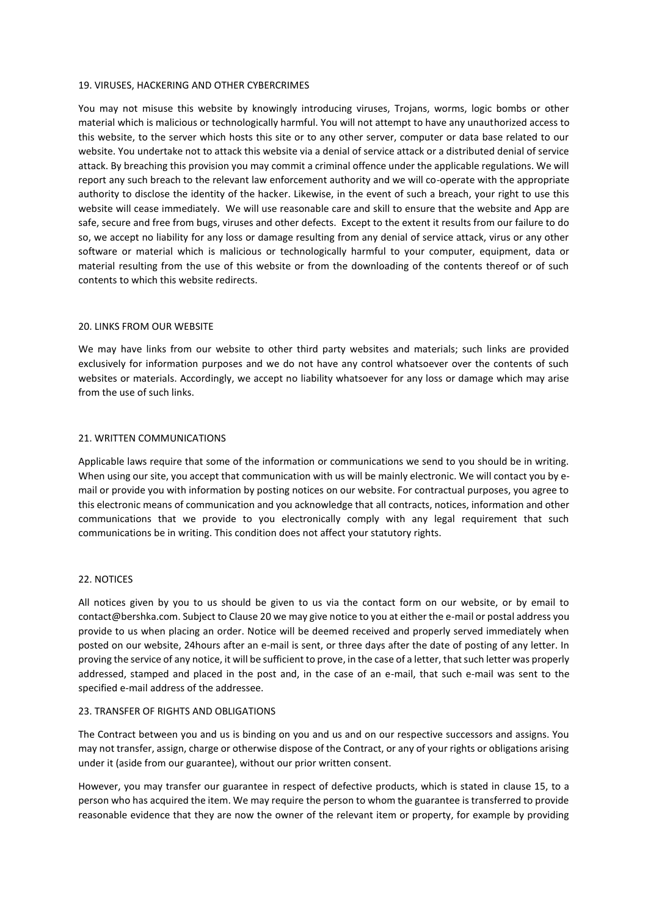## 19. VIRUSES, HACKERING AND OTHER CYBERCRIMES

You may not misuse this website by knowingly introducing viruses, Trojans, worms, logic bombs or other material which is malicious or technologically harmful. You will not attempt to have any unauthorized access to this website, to the server which hosts this site or to any other server, computer or data base related to our website. You undertake not to attack this website via a denial of service attack or a distributed denial of service attack. By breaching this provision you may commit a criminal offence under the applicable regulations. We will report any such breach to the relevant law enforcement authority and we will co-operate with the appropriate authority to disclose the identity of the hacker. Likewise, in the event of such a breach, your right to use this website will cease immediately. We will use reasonable care and skill to ensure that the website and App are safe, secure and free from bugs, viruses and other defects. Except to the extent it results from our failure to do so, we accept no liability for any loss or damage resulting from any denial of service attack, virus or any other software or material which is malicious or technologically harmful to your computer, equipment, data or material resulting from the use of this website or from the downloading of the contents thereof or of such contents to which this website redirects.

## 20. LINKS FROM OUR WEBSITE

We may have links from our website to other third party websites and materials; such links are provided exclusively for information purposes and we do not have any control whatsoever over the contents of such websites or materials. Accordingly, we accept no liability whatsoever for any loss or damage which may arise from the use of such links.

## 21. WRITTEN COMMUNICATIONS

Applicable laws require that some of the information or communications we send to you should be in writing. When using our site, you accept that communication with us will be mainly electronic. We will contact you by e-mail or provide you with information by posting notices on our website. For contractual purposes, you agree to this electronic means of communication and you acknowledge that all contracts, notices, information and other communications that we provide to you electronically comply with any legal requirement that such communications be in writing. This condition does not affect your statutory rights.

## 22. NOTICES

All notices given by you to us should be given to us via the contact form on our website, or by email to contact@bershka.com. Subject to Clause 20 we may give notice to you at either the e-mail or postal address you provide to us when placing an order. Notice will be deemed received and properly served immediately when posted on our website, 24hours after an e-mail is sent, or three days after the date of posting of any letter. In proving the service of any notice, it will be sufficient to prove, in the case of a letter, that such letter was properly addressed, stamped and placed in the post and, in the case of an e-mail, that such e-mail was sent to the specified e-mail address of the addressee.

## 23. TRANSFER OF RIGHTS AND OBLIGATIONS

The Contract between you and us is binding on you and us and on our respective successors and assigns. You may not transfer, assign, charge or otherwise dispose of the Contract, or any of your rights or obligations arising under it (aside from our guarantee), without our prior written consent.

However, you may transfer our guarantee in respect of defective products, which is stated in clause 15, to a person who has acquired the item. We may require the person to whom the guarantee is transferred to provide reasonable evidence that they are now the owner of the relevant item or property, for example by providing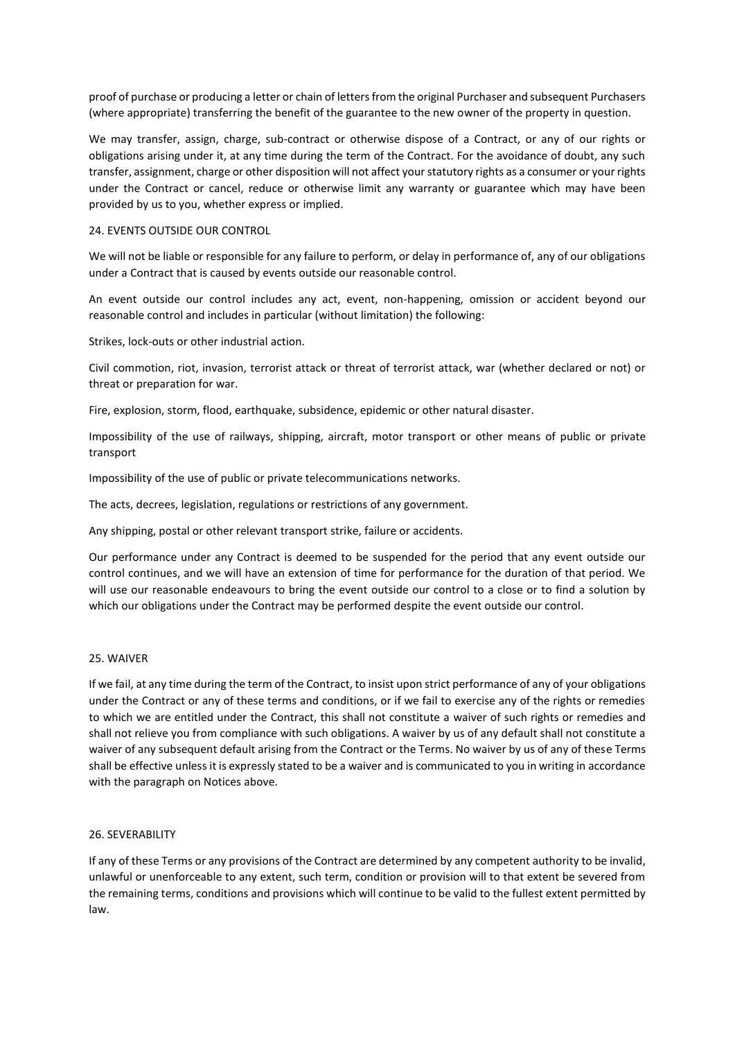proof of purchase or producing a letter or chain of letters from the original Purchaser and subsequent Purchasers (where appropriate) transferring the benefit of the guarantee to the new owner of the property in question.

We may transfer, assign, charge, sub-contract or otherwise dispose of a Contract, or any of our rights or obligations arising under it, at any time during the term of the Contract. For the avoidance of doubt, any such transfer, assignment, charge or other disposition will not affect your statutory rights as a consumer or your rights under the Contract or cancel, reduce or otherwise limit any warranty or guarantee which may have been provided by us to you, whether express or implied.

## 24. EVENTS OUTSIDE OUR CONTROL

We will not be liable or responsible for any failure to perform, or delay in performance of, any of our obligations under a Contract that is caused by events outside our reasonable control.

An event outside our control includes any act, event, non-happening, omission or accident beyond our reasonable control and includes in particular (without limitation) the following:

Strikes, lock-outs or other industrial action.

Civil commotion, riot, invasion, terrorist attack or threat of terrorist attack, war (whether declared or not) or threat or preparation for war.

Fire, explosion, storm, flood, earthquake, subsidence, epidemic or other natural disaster.

Impossibility of the use of railways, shipping, aircraft, motor transport or other means of public or private transport

Impossibility of the use of public or private telecommunications networks.

The acts, decrees, legislation, regulations or restrictions of any government.

Any shipping, postal or other relevant transport strike, failure or accidents.

Our performance under any Contract is deemed to be suspended for the period that any event outside our control continues, and we will have an extension of time for performance for the duration of that period. We will use our reasonable endeavours to bring the event outside our control to a close or to find a solution by which our obligations under the Contract may be performed despite the event outside our control.

## 25. WAIVER

If we fail, at any time during the term of the Contract, to insist upon strict performance of any of your obligations under the Contract or any of these terms and conditions, or if we fail to exercise any of the rights or remedies to which we are entitled under the Contract, this shall not constitute a waiver of such rights or remedies and shall not relieve you from compliance with such obligations. A waiver by us of any default shall not constitute a waiver of any subsequent default arising from the Contract or the Terms. No waiver by us of any of these Terms shall be effective unless it is expressly stated to be a waiver and is communicated to you in writing in accordance with the paragraph on Notices above.

## 26. SEVERABILITY

If any of these Terms or any provisions of the Contract are determined by any competent authority to be invalid, unlawful or unenforceable to any extent, such term, condition or provision will to that extent be severed from the remaining terms, conditions and provisions which will continue to be valid to the fullest extent permitted by law.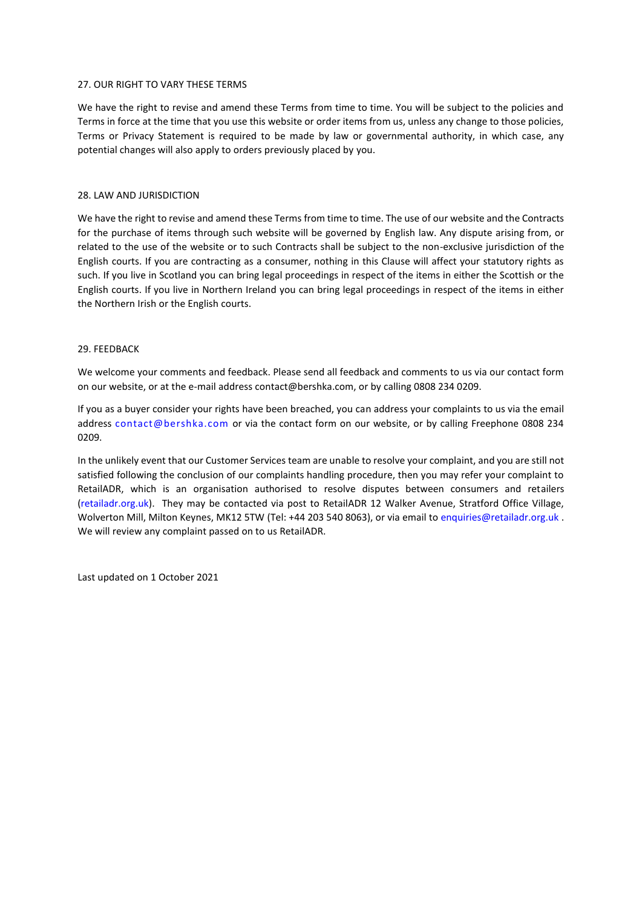## 27. OUR RIGHT TO VARY THESE TERMS

We have the right to revise and amend these Terms from time to time. You will be subject to the policies and Terms in force at the time that you use this website or order items from us, unless any change to those policies, Terms or Privacy Statement is required to be made by law or governmental authority, in which case, any potential changes will also apply to orders previously placed by you.

## 28. LAW AND JURISDICTION

We have the right to revise and amend these Terms from time to time. The use of our website and the Contracts for the purchase of items through such website will be governed by English law. Any dispute arising from, or related to the use of the website or to such Contracts shall be subject to the non-exclusive jurisdiction of the English courts. If you are contracting as a consumer, nothing in this Clause will affect your statutory rights as such. If you live in Scotland you can bring legal proceedings in respect of the items in either the Scottish or the English courts. If you live in Northern Ireland you can bring legal proceedings in respect of the items in either the Northern Irish or the English courts.

## 29. FEEDBACK

We welcome your comments and feedback. Please send all feedback and comments to us via our contact form on our website, or at the e-mail address contact@bershka.com, or by calling 0808 234 0209.

If you as a buyer consider your rights have been breached, you can address your complaints to us via the email address contact@bershka.com or via the contact form on our website, or by calling Freephone 0808 234 0209.

In the unlikely event that our Customer Services team are unable to resolve your complaint, and you are still not satisfied following the conclusion of our complaints handling procedure, then you may refer your complaint to RetailADR, which is an organisation authorised to resolve disputes between consumers and retailers (retailadr.org.uk). They may be contacted via post to RetailADR 12 Walker Avenue, Stratford Office Village, Wolverton Mill, Milton Keynes, MK12 5TW (Tel: +44 203 540 8063), or via email to enquiries@retailadr.org.uk . We will review any complaint passed on to us RetailADR.

Last updated on 1 October 2021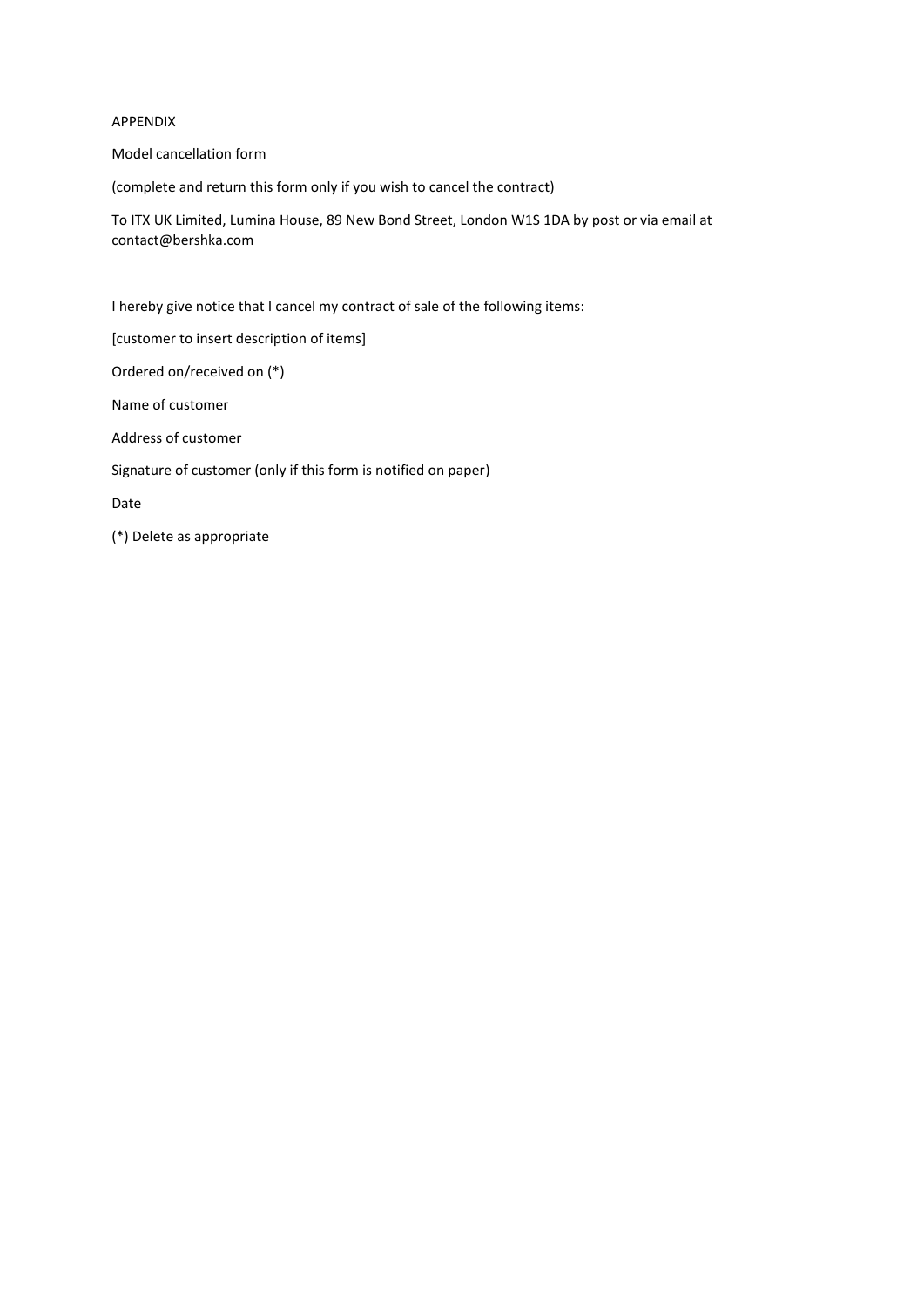APPENDIX

Model cancellation form

(complete and return this form only if you wish to cancel the contract)

To ITX UK Limited, Lumina House, 89 New Bond Street, London W1S 1DA by post or via email at contact@bershka.com

I hereby give notice that I cancel my contract of sale of the following items:

[customer to insert description of items]

Ordered on/received on (*)

Name of customer

Address of customer

Signature of customer (only if this form is notified on paper)

Date

(*) Delete as appropriate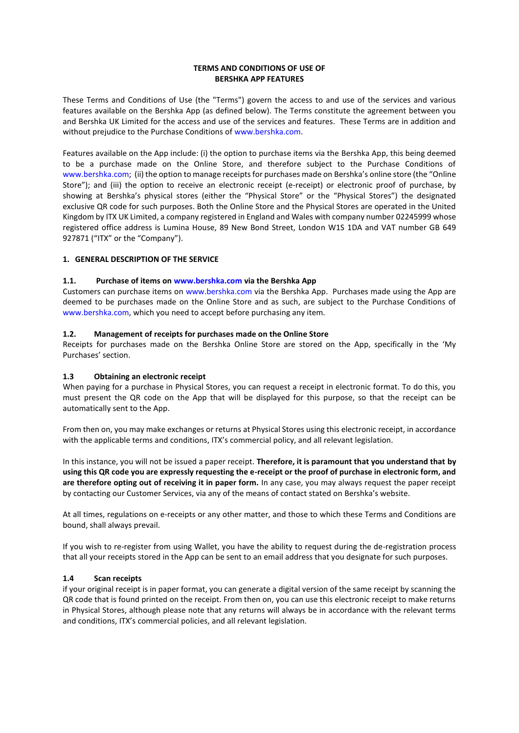**TERMS AND CONDITIONS OF USE OF**
**BERSHKA APP FEATURES**

These Terms and Conditions of Use (the "Terms") govern the access to and use of the services and various features available on the Bershka App (as defined below). The Terms constitute the agreement between you and Bershka UK Limited for the access and use of the services and features. These Terms are in addition and without prejudice to the Purchase Conditions of www.bershka.com.

Features available on the App include: (i) the option to purchase items via the Bershka App, this being deemed to be a purchase made on the Online Store, and therefore subject to the Purchase Conditions of www.bershka.com; (ii) the option to manage receipts for purchases made on Bershka's online store (the "Online Store"); and (iii) the option to receive an electronic receipt (e-receipt) or electronic proof of purchase, by showing at Bershka's physical stores (either the "Physical Store" or the "Physical Stores") the designated exclusive QR code for such purposes. Both the Online Store and the Physical Stores are operated in the United Kingdom by ITX UK Limited, a company registered in England and Wales with company number 02245999 whose registered office address is Lumina House, 89 New Bond Street, London W1S 1DA and VAT number GB 649 927871 ("ITX" or the "Company").

## 1. GENERAL DESCRIPTION OF THE SERVICE

### 1.1. Purchase of items on www.bershka.com via the Bershka App

Customers can purchase items on www.bershka.com via the Bershka App. Purchases made using the App are deemed to be purchases made on the Online Store and as such, are subject to the Purchase Conditions of www.bershka.com, which you need to accept before purchasing any item.

### 1.2. Management of receipts for purchases made on the Online Store

Receipts for purchases made on the Bershka Online Store are stored on the App, specifically in the 'My Purchases' section.

### 1.3 Obtaining an electronic receipt

When paying for a purchase in Physical Stores, you can request a receipt in electronic format. To do this, you must present the QR code on the App that will be displayed for this purpose, so that the receipt can be automatically sent to the App.

From then on, you may make exchanges or returns at Physical Stores using this electronic receipt, in accordance with the applicable terms and conditions, ITX's commercial policy, and all relevant legislation.

In this instance, you will not be issued a paper receipt. **Therefore, it is paramount that you understand that by using this QR code you are expressly requesting the e-receipt or the proof of purchase in electronic form, and are therefore opting out of receiving it in paper form.** In any case, you may always request the paper receipt by contacting our Customer Services, via any of the means of contact stated on Bershka's website.

At all times, regulations on e-receipts or any other matter, and those to which these Terms and Conditions are bound, shall always prevail.

If you wish to re-register from using Wallet, you have the ability to request during the de-registration process that all your receipts stored in the App can be sent to an email address that you designate for such purposes.

### 1.4 Scan receipts

if your original receipt is in paper format, you can generate a digital version of the same receipt by scanning the QR code that is found printed on the receipt. From then on, you can use this electronic receipt to make returns in Physical Stores, although please note that any returns will always be in accordance with the relevant terms and conditions, ITX's commercial policies, and all relevant legislation.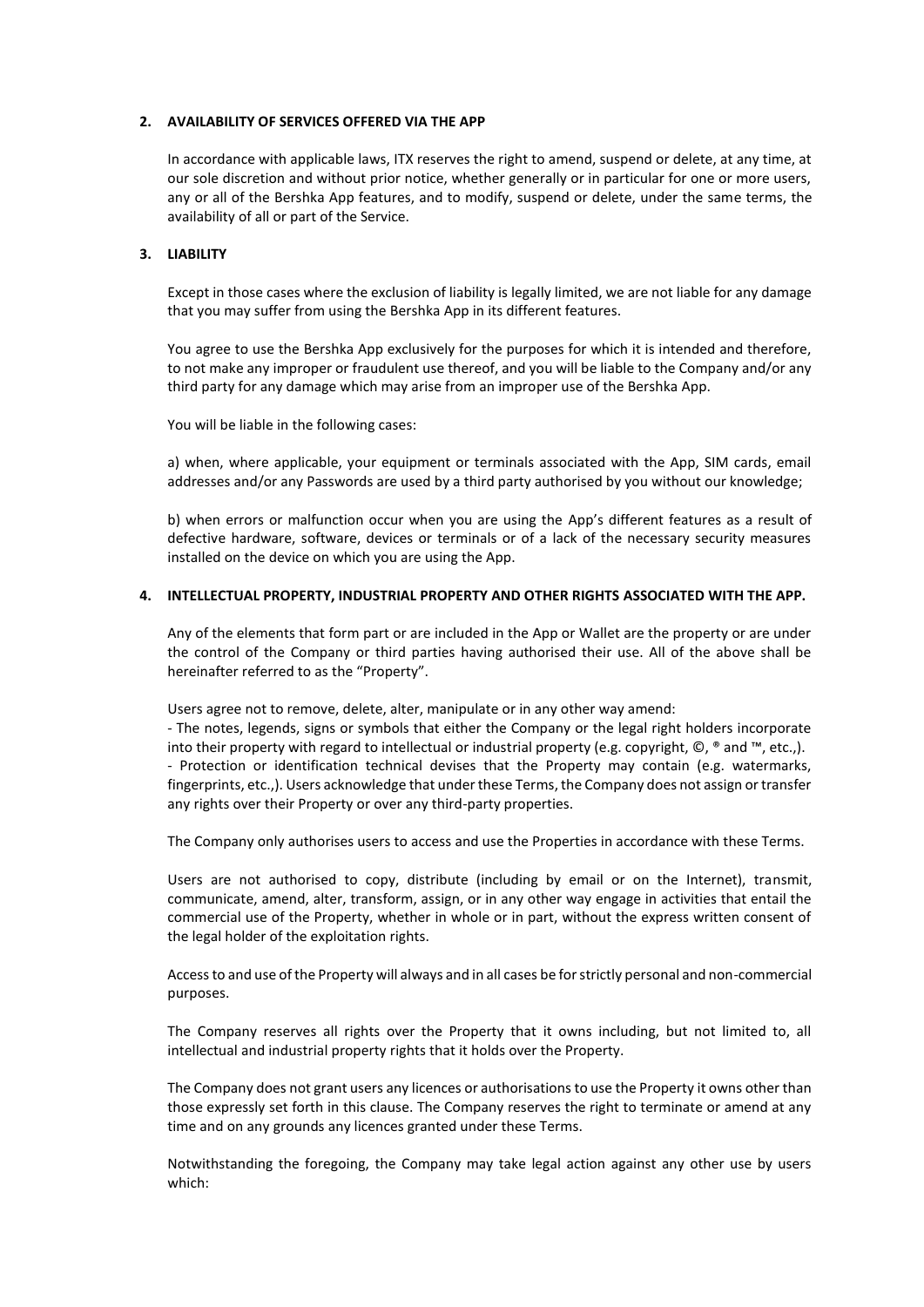## 2. AVAILABILITY OF SERVICES OFFERED VIA THE APP

In accordance with applicable laws, ITX reserves the right to amend, suspend or delete, at any time, at our sole discretion and without prior notice, whether generally or in particular for one or more users, any or all of the Bershka App features, and to modify, suspend or delete, under the same terms, the availability of all or part of the Service.

## 3. LIABILITY

Except in those cases where the exclusion of liability is legally limited, we are not liable for any damage that you may suffer from using the Bershka App in its different features.

You agree to use the Bershka App exclusively for the purposes for which it is intended and therefore, to not make any improper or fraudulent use thereof, and you will be liable to the Company and/or any third party for any damage which may arise from an improper use of the Bershka App.

You will be liable in the following cases:

a) when, where applicable, your equipment or terminals associated with the App, SIM cards, email addresses and/or any Passwords are used by a third party authorised by you without our knowledge;

b) when errors or malfunction occur when you are using the App's different features as a result of defective hardware, software, devices or terminals or of a lack of the necessary security measures installed on the device on which you are using the App.

## 4. INTELLECTUAL PROPERTY, INDUSTRIAL PROPERTY AND OTHER RIGHTS ASSOCIATED WITH THE APP.

Any of the elements that form part or are included in the App or Wallet are the property or are under the control of the Company or third parties having authorised their use. All of the above shall be hereinafter referred to as the "Property".

Users agree not to remove, delete, alter, manipulate or in any other way amend:
- The notes, legends, signs or symbols that either the Company or the legal right holders incorporate into their property with regard to intellectual or industrial property (e.g. copyright, ©, ® and ™, etc.,).
- Protection or identification technical devises that the Property may contain (e.g. watermarks, fingerprints, etc.,). Users acknowledge that under these Terms, the Company does not assign or transfer any rights over their Property or over any third-party properties.

The Company only authorises users to access and use the Properties in accordance with these Terms.

Users are not authorised to copy, distribute (including by email or on the Internet), transmit, communicate, amend, alter, transform, assign, or in any other way engage in activities that entail the commercial use of the Property, whether in whole or in part, without the express written consent of the legal holder of the exploitation rights.

Access to and use of the Property will always and in all cases be for strictly personal and non-commercial purposes.

The Company reserves all rights over the Property that it owns including, but not limited to, all intellectual and industrial property rights that it holds over the Property.

The Company does not grant users any licences or authorisations to use the Property it owns other than those expressly set forth in this clause. The Company reserves the right to terminate or amend at any time and on any grounds any licences granted under these Terms.

Notwithstanding the foregoing, the Company may take legal action against any other use by users which: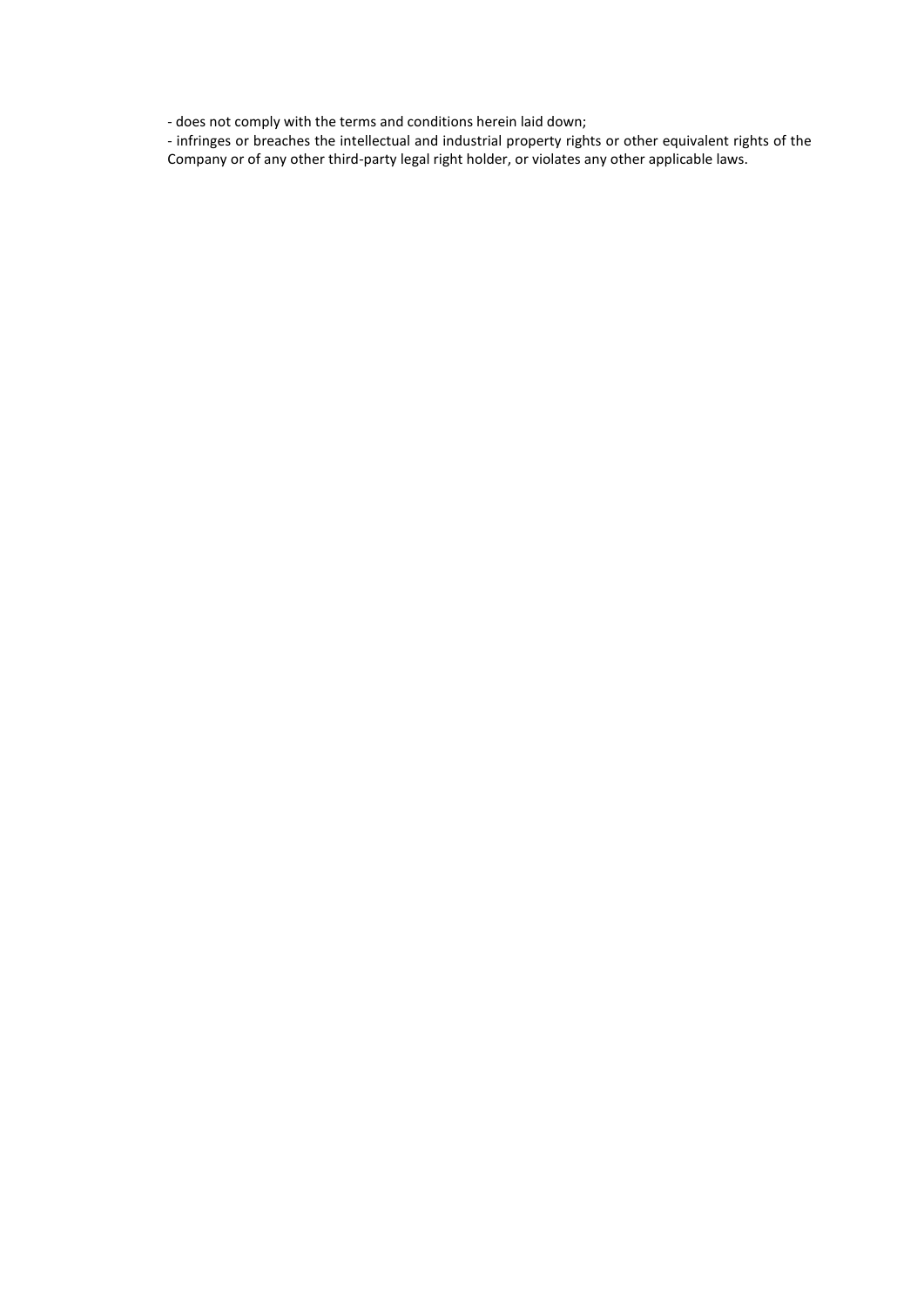- does not comply with the terms and conditions herein laid down;

- infringes or breaches the intellectual and industrial property rights or other equivalent rights of the Company or of any other third-party legal right holder, or violates any other applicable laws.